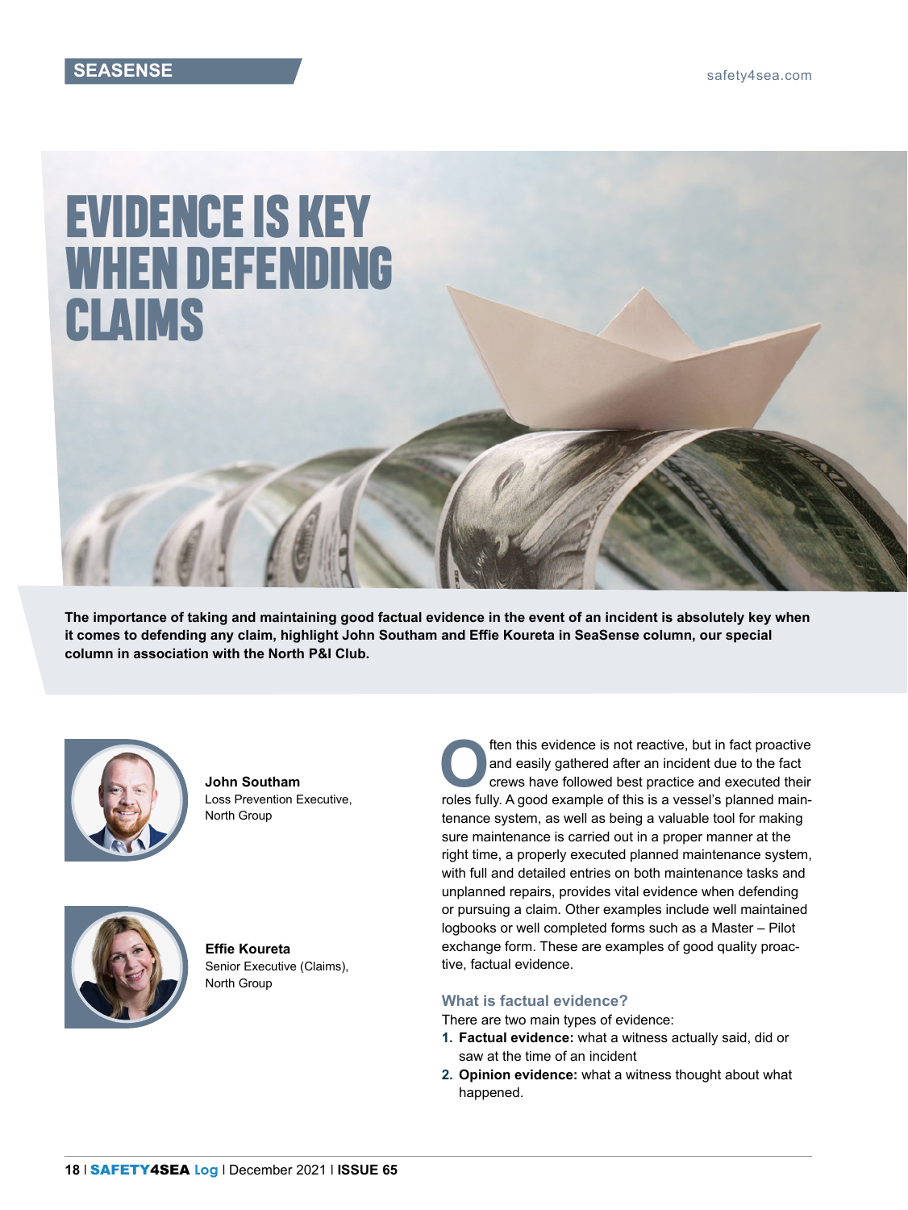SEASENSE

# EVIDENCE IS KEY WHEN DEFENDING CLAIMS

**The importance of taking and maintaining good factual evidence in the event of an incident is absolutely key when it comes to defending any claim, highlight John Southam and Effie Koureta in SeaSense column, our special column in association with the North P&I Club.**

**John Southam**
Loss Prevention Executive, North Group

**Effie Koureta**
Senior Executive (Claims), North Group

Often this evidence is not reactive, but in fact proactive and easily gathered after an incident due to the fact crews have followed best practice and executed their roles fully. A good example of this is a vessel's planned maintenance system, as well as being a valuable tool for making sure maintenance is carried out in a proper manner at the right time, a properly executed planned maintenance system, with full and detailed entries on both maintenance tasks and unplanned repairs, provides vital evidence when defending or pursuing a claim. Other examples include well maintained logbooks or well completed forms such as a Master – Pilot exchange form. These are examples of good quality proactive, factual evidence.

### What is factual evidence?

There are two main types of evidence:

1. **Factual evidence:** what a witness actually said, did or saw at the time of an incident
2. **Opinion evidence:** what a witness thought about what happened.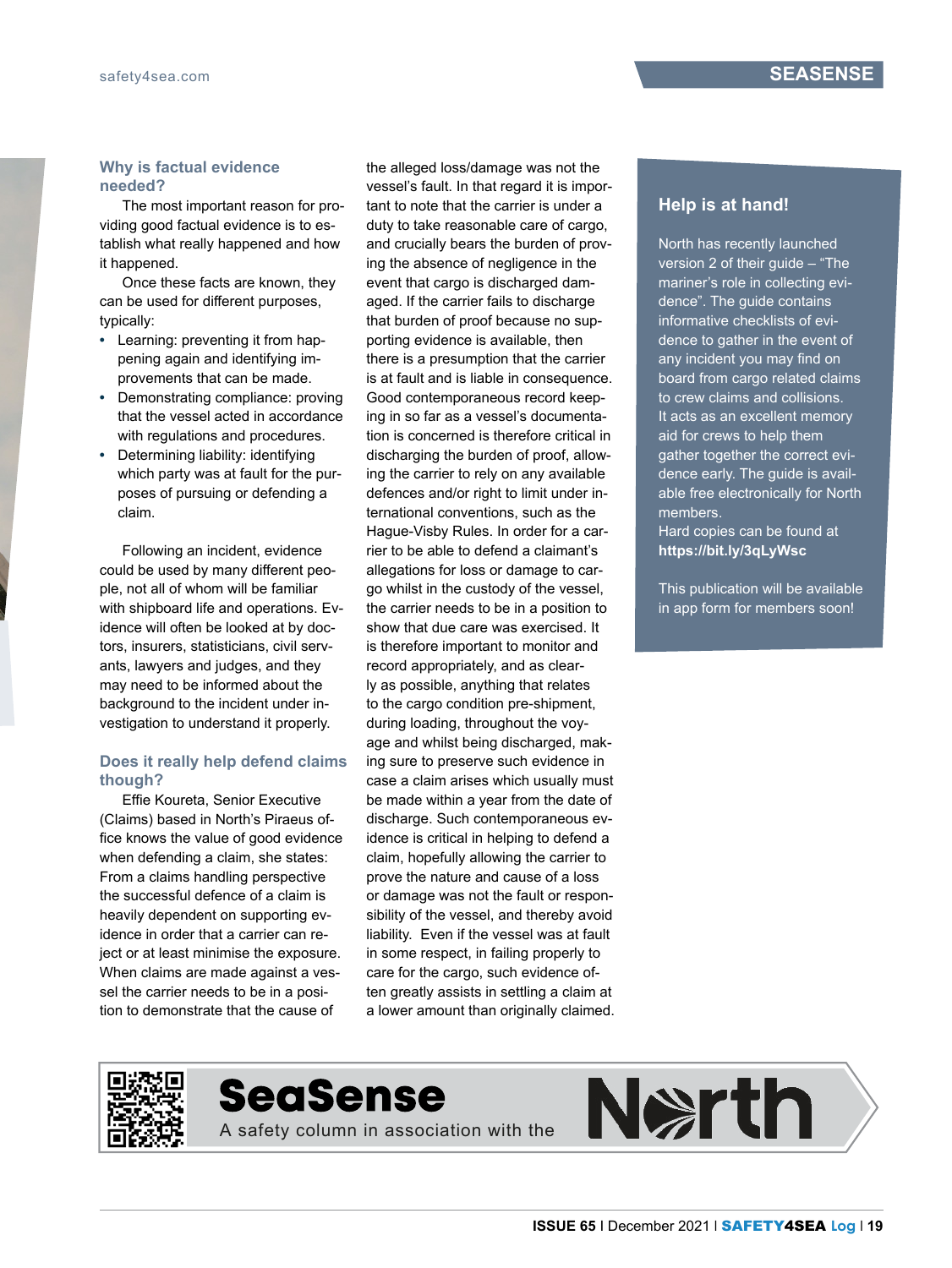## Why is factual evidence needed?

The most important reason for providing good factual evidence is to establish what really happened and how it happened.

Once these facts are known, they can be used for different purposes, typically:

- Learning: preventing it from happening again and identifying improvements that can be made.
- Demonstrating compliance: proving that the vessel acted in accordance with regulations and procedures.
- Determining liability: identifying which party was at fault for the purposes of pursuing or defending a claim.

Following an incident, evidence could be used by many different people, not all of whom will be familiar with shipboard life and operations. Evidence will often be looked at by doctors, insurers, statisticians, civil servants, lawyers and judges, and they may need to be informed about the background to the incident under investigation to understand it properly.

## Does it really help defend claims though?

Effie Koureta, Senior Executive (Claims) based in North's Piraeus office knows the value of good evidence when defending a claim, she states: From a claims handling perspective the successful defence of a claim is heavily dependent on supporting evidence in order that a carrier can reject or at least minimise the exposure. When claims are made against a vessel the carrier needs to be in a position to demonstrate that the cause of the alleged loss/damage was not the vessel's fault. In that regard it is important to note that the carrier is under a duty to take reasonable care of cargo, and crucially bears the burden of proving the absence of negligence in the event that cargo is discharged damaged. If the carrier fails to discharge that burden of proof because no supporting evidence is available, then there is a presumption that the carrier is at fault and is liable in consequence. Good contemporaneous record keeping in so far as a vessel's documentation is concerned is therefore critical in discharging the burden of proof, allowing the carrier to rely on any available defences and/or right to limit under international conventions, such as the Hague-Visby Rules. In order for a carrier to be able to defend a claimant's allegations for loss or damage to cargo whilst in the custody of the vessel, the carrier needs to be in a position to show that due care was exercised. It is therefore important to monitor and record appropriately, and as clearly as possible, anything that relates to the cargo condition pre-shipment, during loading, throughout the voyage and whilst being discharged, making sure to preserve such evidence in case a claim arises which usually must be made within a year from the date of discharge. Such contemporaneous evidence is critical in helping to defend a claim, hopefully allowing the carrier to prove the nature and cause of a loss or damage was not the fault or responsibility of the vessel, and thereby avoid liability. Even if the vessel was at fault in some respect, in failing properly to care for the cargo, such evidence often greatly assists in settling a claim at a lower amount than originally claimed.

## Help is at hand!

North has recently launched version 2 of their guide – "The mariner's role in collecting evidence". The guide contains informative checklists of evidence to gather in the event of any incident you may find on board from cargo related claims to crew claims and collisions. It acts as an excellent memory aid for crews to help them gather together the correct evidence early. The guide is available free electronically for North members.
Hard copies can be found at **https://bit.ly/3qLyWsc**

This publication will be available in app form for members soon!

**SeaSense**
A safety column in association with the North